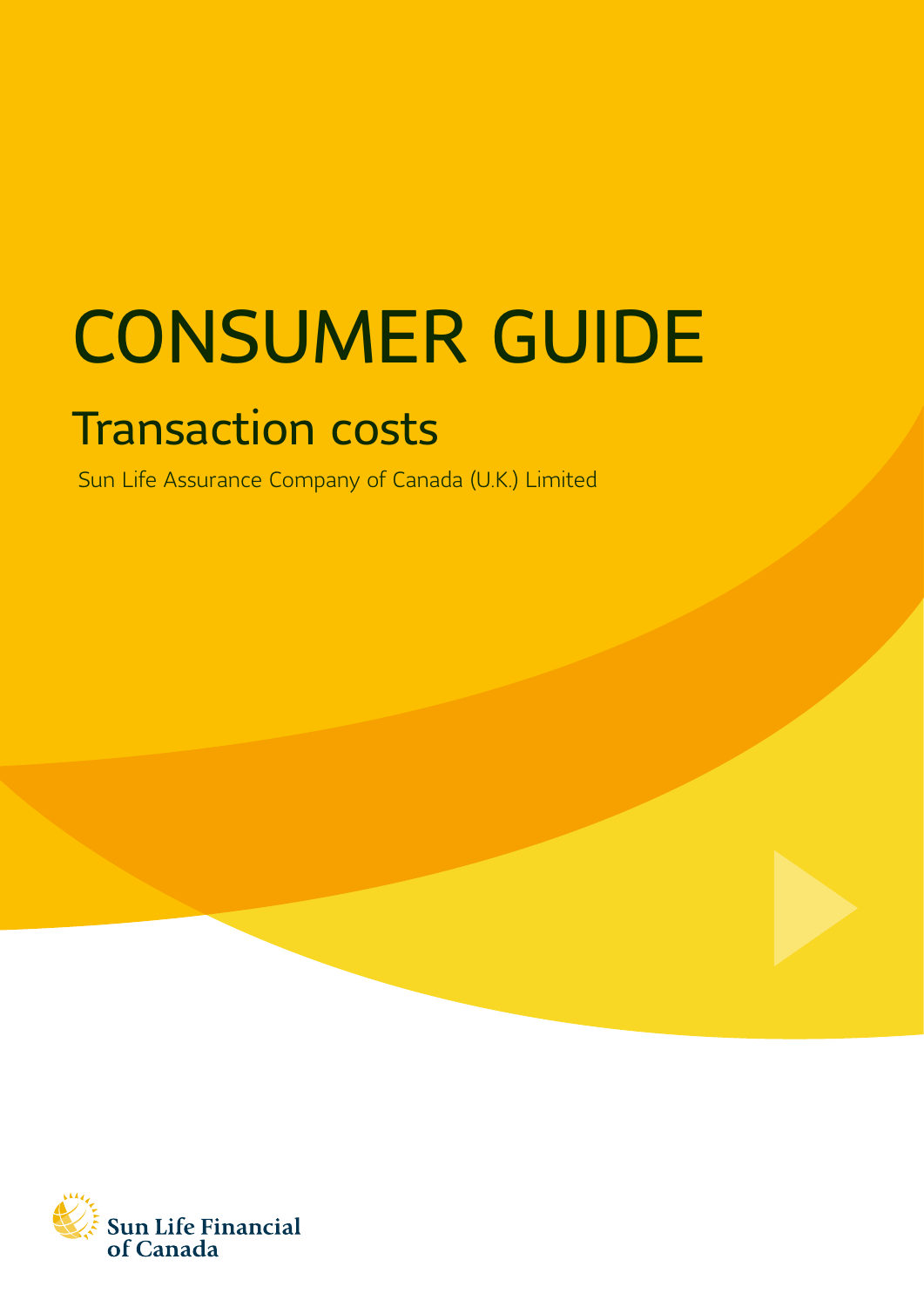# CONSUMER GUIDE

## Transaction costs

Sun Life Assurance Company of Canada (U.K.) Limited

Sun Life Financial of Canada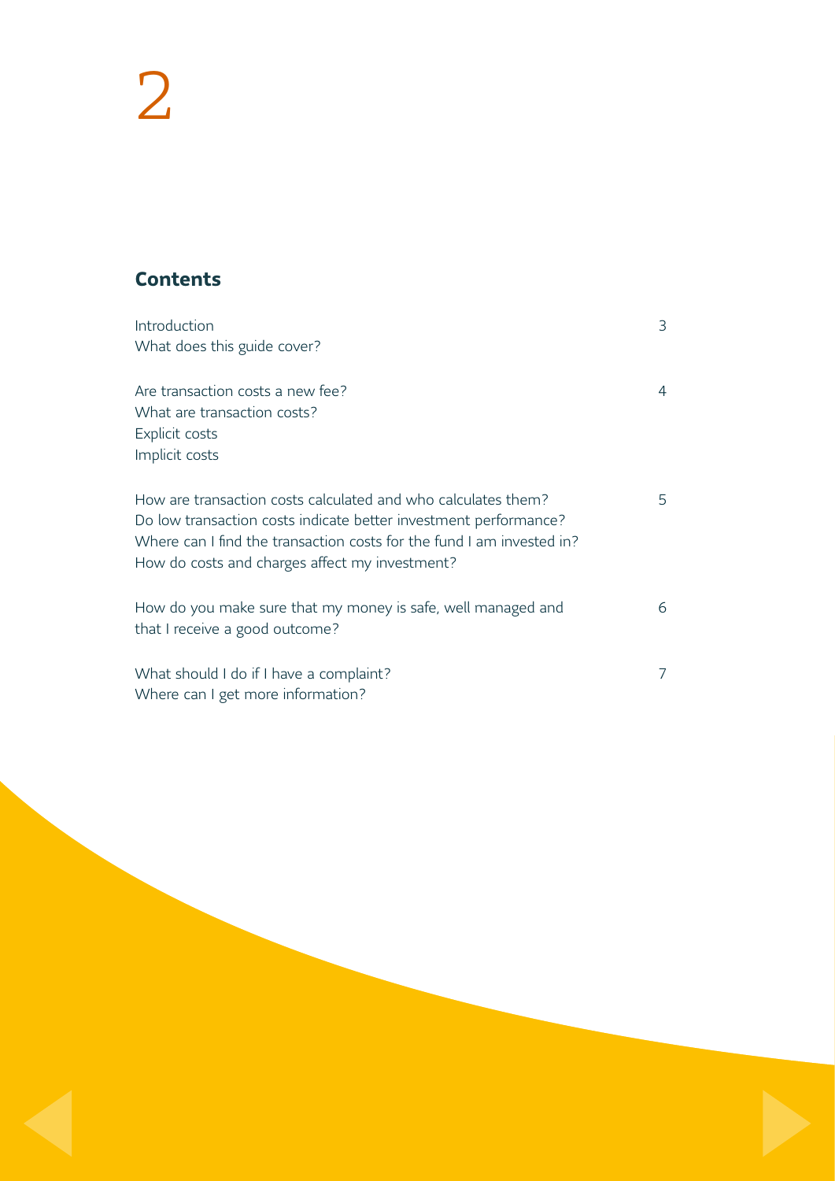## Contents

| | |
|---|---|
| Introduction<br>What does this guide cover? | 3 |
| Are transaction costs a new fee?<br>What are transaction costs?<br>Explicit costs<br>Implicit costs | 4 |
| How are transaction costs calculated and who calculates them?<br>Do low transaction costs indicate better investment performance?<br>Where can I find the transaction costs for the fund I am invested in?<br>How do costs and charges affect my investment? | 5 |
| How do you make sure that my money is safe, well managed and that I receive a good outcome? | 6 |
| What should I do if I have a complaint?<br>Where can I get more information? | 7 |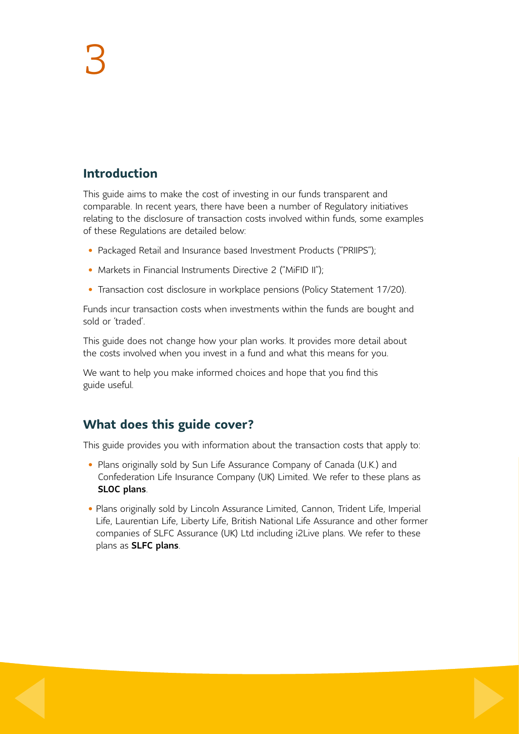## Introduction

This guide aims to make the cost of investing in our funds transparent and comparable. In recent years, there have been a number of Regulatory initiatives relating to the disclosure of transaction costs involved within funds, some examples of these Regulations are detailed below:

- Packaged Retail and Insurance based Investment Products ("PRIIPS");
- Markets in Financial Instruments Directive 2 ("MiFID II");
- Transaction cost disclosure in workplace pensions (Policy Statement 17/20).

Funds incur transaction costs when investments within the funds are bought and sold or 'traded'.

This guide does not change how your plan works. It provides more detail about the costs involved when you invest in a fund and what this means for you.

We want to help you make informed choices and hope that you find this guide useful.

## What does this guide cover?

This guide provides you with information about the transaction costs that apply to:

- Plans originally sold by Sun Life Assurance Company of Canada (U.K.) and Confederation Life Insurance Company (UK) Limited. We refer to these plans as **SLOC plans**.
- Plans originally sold by Lincoln Assurance Limited, Cannon, Trident Life, Imperial Life, Laurentian Life, Liberty Life, British National Life Assurance and other former companies of SLFC Assurance (UK) Ltd including i2Live plans. We refer to these plans as **SLFC plans**.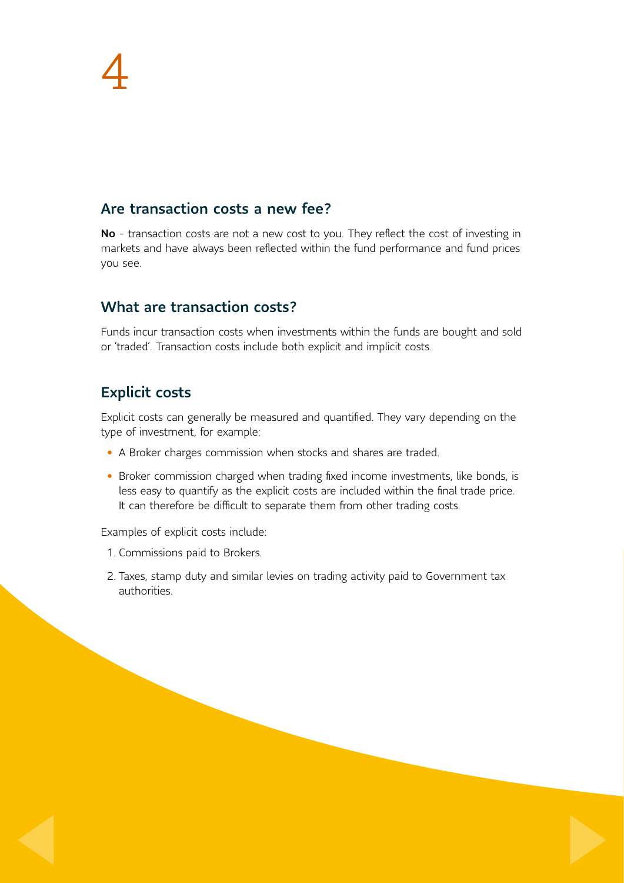## Are transaction costs a new fee?

**No** - transaction costs are not a new cost to you. They reflect the cost of investing in markets and have always been reflected within the fund performance and fund prices you see.

## What are transaction costs?

Funds incur transaction costs when investments within the funds are bought and sold or 'traded'. Transaction costs include both explicit and implicit costs.

## Explicit costs

Explicit costs can generally be measured and quantified. They vary depending on the type of investment, for example:

- A Broker charges commission when stocks and shares are traded.
- Broker commission charged when trading fixed income investments, like bonds, is less easy to quantify as the explicit costs are included within the final trade price. It can therefore be difficult to separate them from other trading costs.

Examples of explicit costs include:

1. Commissions paid to Brokers.
2. Taxes, stamp duty and similar levies on trading activity paid to Government tax authorities.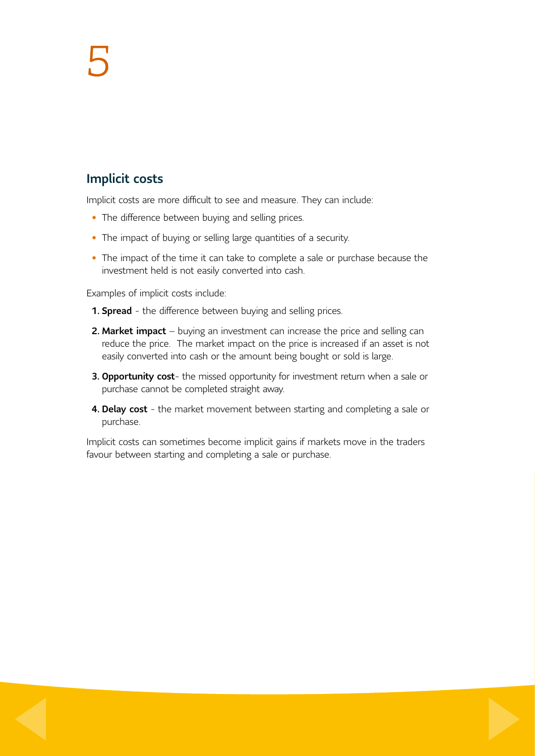## Implicit costs

Implicit costs are more difficult to see and measure. They can include:

- The difference between buying and selling prices.
- The impact of buying or selling large quantities of a security.
- The impact of the time it can take to complete a sale or purchase because the investment held is not easily converted into cash.

Examples of implicit costs include:

1. **Spread** - the difference between buying and selling prices.
2. **Market impact** – buying an investment can increase the price and selling can reduce the price. The market impact on the price is increased if an asset is not easily converted into cash or the amount being bought or sold is large.
3. **Opportunity cost**- the missed opportunity for investment return when a sale or purchase cannot be completed straight away.
4. **Delay cost** - the market movement between starting and completing a sale or purchase.

Implicit costs can sometimes become implicit gains if markets move in the traders favour between starting and completing a sale or purchase.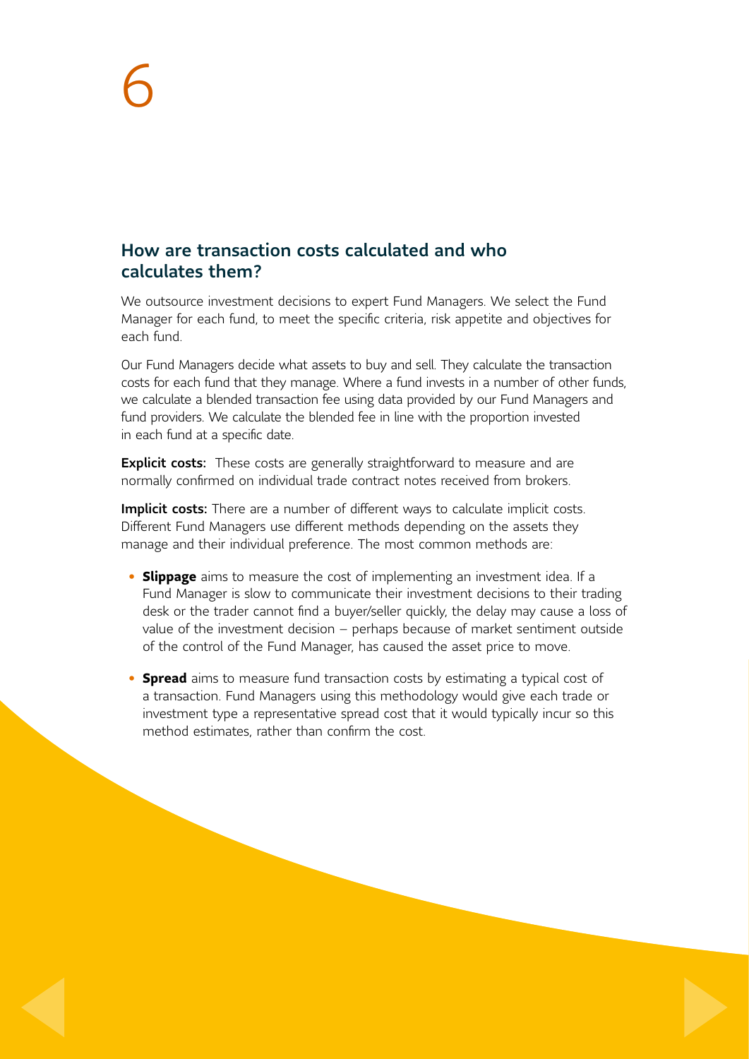## How are transaction costs calculated and who calculates them?

We outsource investment decisions to expert Fund Managers. We select the Fund Manager for each fund, to meet the specific criteria, risk appetite and objectives for each fund.

Our Fund Managers decide what assets to buy and sell. They calculate the transaction costs for each fund that they manage. Where a fund invests in a number of other funds, we calculate a blended transaction fee using data provided by our Fund Managers and fund providers. We calculate the blended fee in line with the proportion invested in each fund at a specific date.

**Explicit costs:** These costs are generally straightforward to measure and are normally confirmed on individual trade contract notes received from brokers.

**Implicit costs:** There are a number of different ways to calculate implicit costs. Different Fund Managers use different methods depending on the assets they manage and their individual preference. The most common methods are:

- **Slippage** aims to measure the cost of implementing an investment idea. If a Fund Manager is slow to communicate their investment decisions to their trading desk or the trader cannot find a buyer/seller quickly, the delay may cause a loss of value of the investment decision – perhaps because of market sentiment outside of the control of the Fund Manager, has caused the asset price to move.
- **Spread** aims to measure fund transaction costs by estimating a typical cost of a transaction. Fund Managers using this methodology would give each trade or investment type a representative spread cost that it would typically incur so this method estimates, rather than confirm the cost.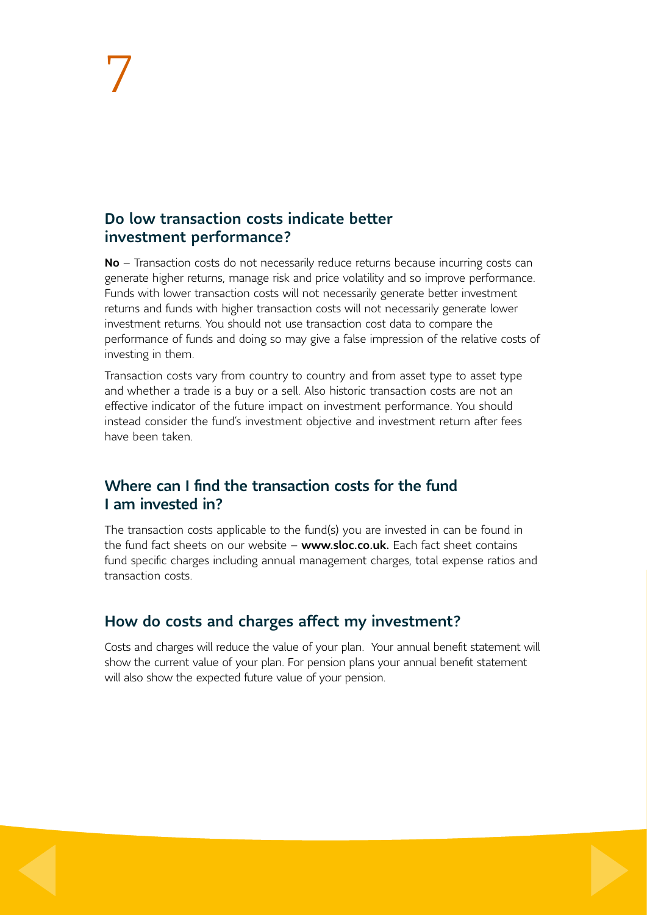## Do low transaction costs indicate better investment performance?

**No** – Transaction costs do not necessarily reduce returns because incurring costs can generate higher returns, manage risk and price volatility and so improve performance. Funds with lower transaction costs will not necessarily generate better investment returns and funds with higher transaction costs will not necessarily generate lower investment returns. You should not use transaction cost data to compare the performance of funds and doing so may give a false impression of the relative costs of investing in them.

Transaction costs vary from country to country and from asset type to asset type and whether a trade is a buy or a sell. Also historic transaction costs are not an effective indicator of the future impact on investment performance. You should instead consider the fund's investment objective and investment return after fees have been taken.

## Where can I find the transaction costs for the fund I am invested in?

The transaction costs applicable to the fund(s) you are invested in can be found in the fund fact sheets on our website – **www.sloc.co.uk.** Each fact sheet contains fund specific charges including annual management charges, total expense ratios and transaction costs.

## How do costs and charges affect my investment?

Costs and charges will reduce the value of your plan. Your annual benefit statement will show the current value of your plan. For pension plans your annual benefit statement will also show the expected future value of your pension.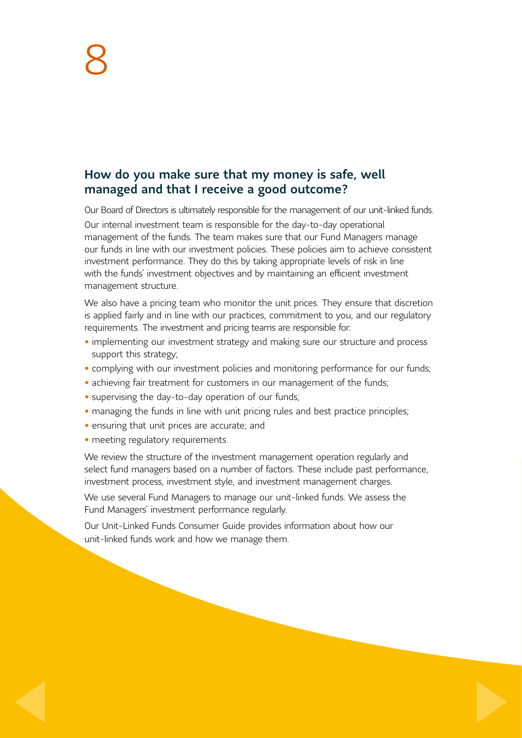## How do you make sure that my money is safe, well managed and that I receive a good outcome?

Our Board of Directors is ultimately responsible for the management of our unit-linked funds.

Our internal investment team is responsible for the day-to-day operational management of the funds. The team makes sure that our Fund Managers manage our funds in line with our investment policies. These policies aim to achieve consistent investment performance. They do this by taking appropriate levels of risk in line with the funds' investment objectives and by maintaining an efficient investment management structure.

We also have a pricing team who monitor the unit prices. They ensure that discretion is applied fairly and in line with our practices, commitment to you, and our regulatory requirements. The investment and pricing teams are responsible for:

- implementing our investment strategy and making sure our structure and process support this strategy;
- complying with our investment policies and monitoring performance for our funds;
- achieving fair treatment for customers in our management of the funds;
- supervising the day-to-day operation of our funds;
- managing the funds in line with unit pricing rules and best practice principles;
- ensuring that unit prices are accurate; and
- meeting regulatory requirements.

We review the structure of the investment management operation regularly and select fund managers based on a number of factors. These include past performance, investment process, investment style, and investment management charges.

We use several Fund Managers to manage our unit-linked funds. We assess the Fund Managers' investment performance regularly.

Our Unit-Linked Funds Consumer Guide provides information about how our unit-linked funds work and how we manage them.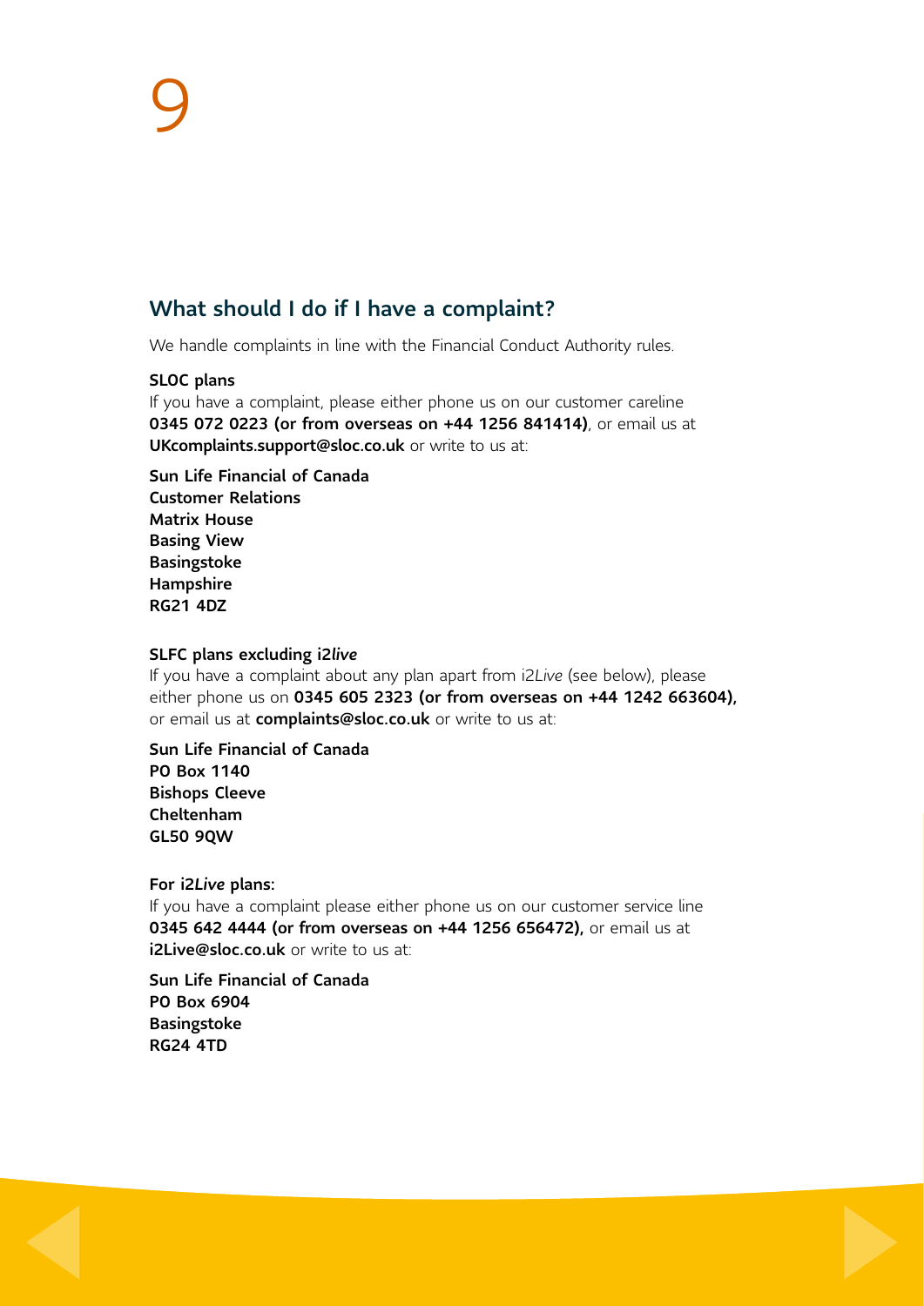## What should I do if I have a complaint?

We handle complaints in line with the Financial Conduct Authority rules.

**SLOC plans**
If you have a complaint, please either phone us on our customer careline **0345 072 0223 (or from overseas on +44 1256 841414)**, or email us at **UKcomplaints.support@sloc.co.uk** or write to us at:

**Sun Life Financial of Canada**
**Customer Relations**
**Matrix House**
**Basing View**
**Basingstoke**
**Hampshire**
**RG21 4DZ**

**SLFC plans excluding i2*live***
If you have a complaint about any plan apart from i2*Live* (see below), please either phone us on **0345 605 2323 (or from overseas on +44 1242 663604),** or email us at **complaints@sloc.co.uk** or write to us at:

**Sun Life Financial of Canada**
**PO Box 1140**
**Bishops Cleeve**
**Cheltenham**
**GL50 9QW**

**For i2*Live* plans:**
If you have a complaint please either phone us on our customer service line **0345 642 4444 (or from overseas on +44 1256 656472),** or email us at **i2Live@sloc.co.uk** or write to us at:

**Sun Life Financial of Canada**
**PO Box 6904**
**Basingstoke**
**RG24 4TD**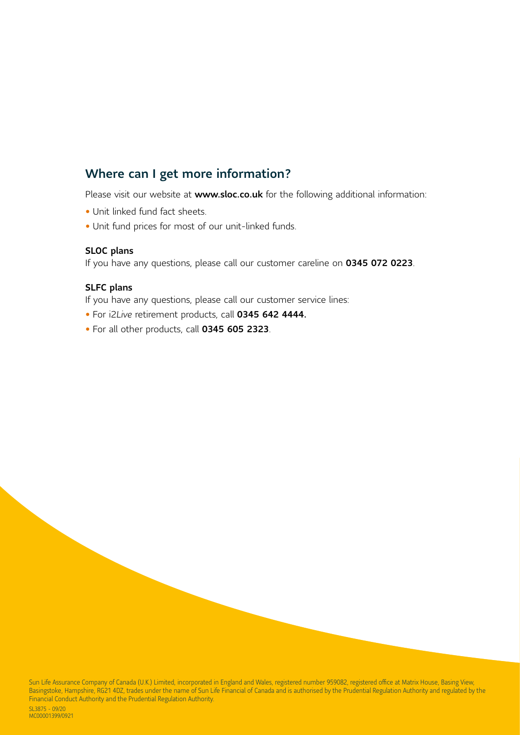## Where can I get more information?

Please visit our website at **www.sloc.co.uk** for the following additional information:

- Unit linked fund fact sheets.
- Unit fund prices for most of our unit-linked funds.

### SLOC plans

If you have any questions, please call our customer careline on **0345 072 0223**.

### SLFC plans

If you have any questions, please call our customer service lines:

- For i2*Live* retirement products, call **0345 642 4444.**
- For all other products, call **0345 605 2323**.

Sun Life Assurance Company of Canada (U.K.) Limited, incorporated in England and Wales, registered number 959082, registered office at Matrix House, Basing View, Basingstoke, Hampshire, RG21 4DZ, trades under the name of Sun Life Financial of Canada and is authorised by the Prudential Regulation Authority and regulated by the Financial Conduct Authority and the Prudential Regulation Authority.

SL3875 - 09/20
MC00001399/0921